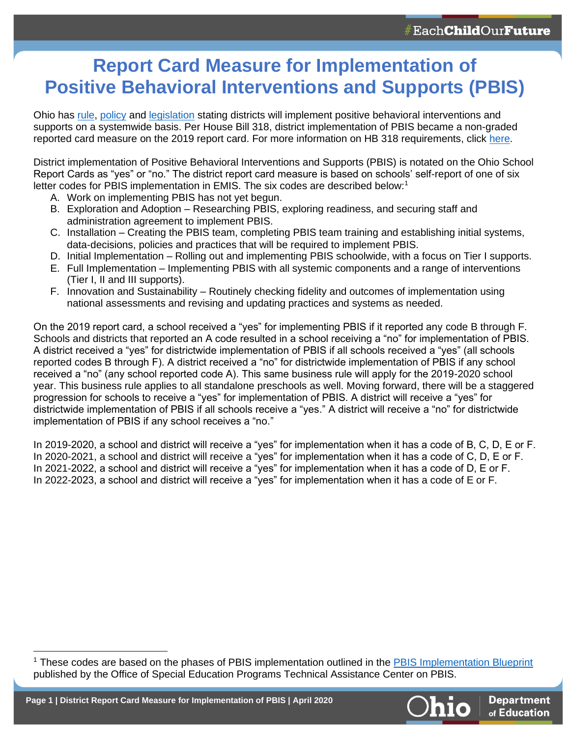# Report Card Measure for Implementation of Positive Behavioral Interventions and Supports (PBIS)

Ohio has rule, policy and legislation stating districts will implement positive behavioral interventions and supports on a systemwide basis. Per House Bill 318, district implementation of PBIS became a non-graded reported card measure on the 2019 report card. For more information on HB 318 requirements, click here.

District implementation of Positive Behavioral Interventions and Supports (PBIS) is notated on the Ohio School Report Cards as "yes" or "no." The district report card measure is based on schools' self-report of one of six letter codes for PBIS implementation in EMIS. The six codes are described below:[1]

A. Work on implementing PBIS has not yet begun.
B. Exploration and Adoption – Researching PBIS, exploring readiness, and securing staff and administration agreement to implement PBIS.
C. Installation – Creating the PBIS team, completing PBIS team training and establishing initial systems, data-decisions, policies and practices that will be required to implement PBIS.
D. Initial Implementation – Rolling out and implementing PBIS schoolwide, with a focus on Tier I supports.
E. Full Implementation – Implementing PBIS with all systemic components and a range of interventions (Tier I, II and III supports).
F. Innovation and Sustainability – Routinely checking fidelity and outcomes of implementation using national assessments and revising and updating practices and systems as needed.

On the 2019 report card, a school received a "yes" for implementing PBIS if it reported any code B through F. Schools and districts that reported an A code resulted in a school receiving a "no" for implementation of PBIS. A district received a "yes" for districtwide implementation of PBIS if all schools received a "yes" (all schools reported codes B through F). A district received a "no" for districtwide implementation of PBIS if any school received a "no" (any school reported code A). This same business rule will apply for the 2019-2020 school year. This business rule applies to all standalone preschools as well. Moving forward, there will be a staggered progression for schools to receive a "yes" for implementation of PBIS. A district will receive a "yes" for districtwide implementation of PBIS if all schools receive a "yes." A district will receive a "no" for districtwide implementation of PBIS if any school receives a "no."

In 2019-2020, a school and district will receive a "yes" for implementation when it has a code of B, C, D, E or F.
In 2020-2021, a school and district will receive a "yes" for implementation when it has a code of C, D, E or F.
In 2021-2022, a school and district will receive a "yes" for implementation when it has a code of D, E or F.
In 2022-2023, a school and district will receive a "yes" for implementation when it has a code of E or F.

[1] These codes are based on the phases of PBIS implementation outlined in the PBIS Implementation Blueprint published by the Office of Special Education Programs Technical Assistance Center on PBIS.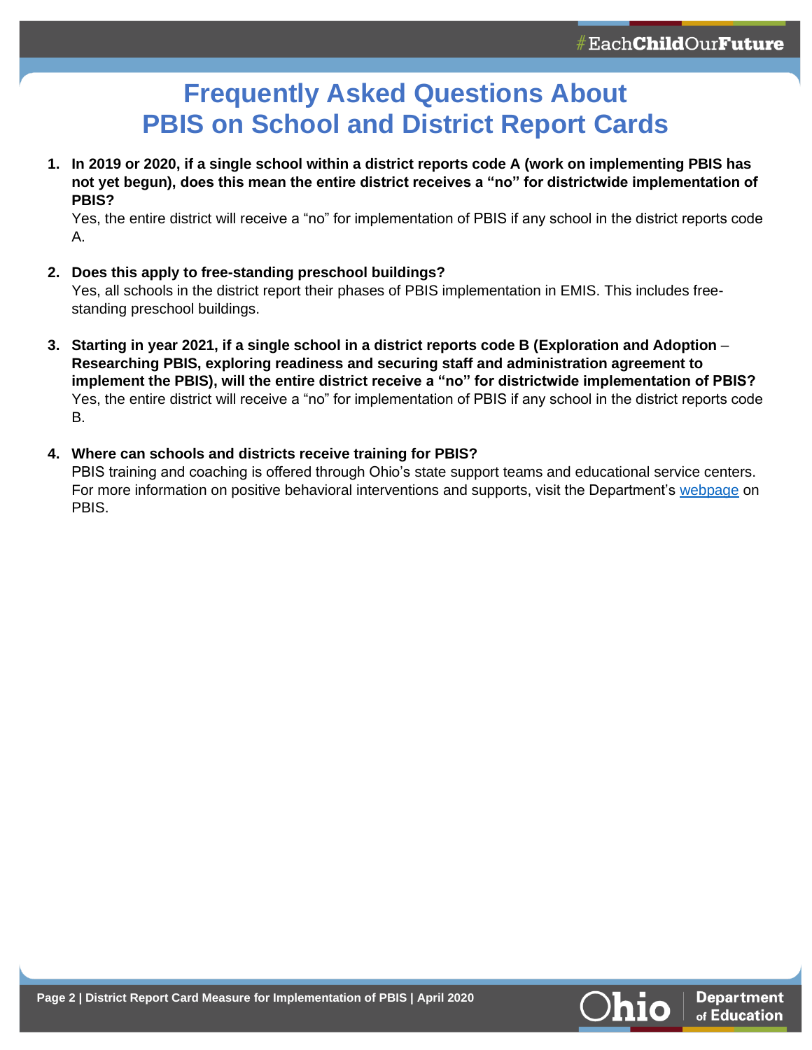# Frequently Asked Questions About PBIS on School and District Report Cards

1. **In 2019 or 2020, if a single school within a district reports code A (work on implementing PBIS has not yet begun), does this mean the entire district receives a "no" for districtwide implementation of PBIS?**
   Yes, the entire district will receive a "no" for implementation of PBIS if any school in the district reports code A.

2. **Does this apply to free-standing preschool buildings?**
   Yes, all schools in the district report their phases of PBIS implementation in EMIS. This includes free-standing preschool buildings.

3. **Starting in year 2021, if a single school in a district reports code B (Exploration and Adoption** – **Researching PBIS, exploring readiness and securing staff and administration agreement to implement the PBIS), will the entire district receive a "no" for districtwide implementation of PBIS?**
   Yes, the entire district will receive a "no" for implementation of PBIS if any school in the district reports code B.

4. **Where can schools and districts receive training for PBIS?**
   PBIS training and coaching is offered through Ohio's state support teams and educational service centers. For more information on positive behavioral interventions and supports, visit the Department's webpage on PBIS.